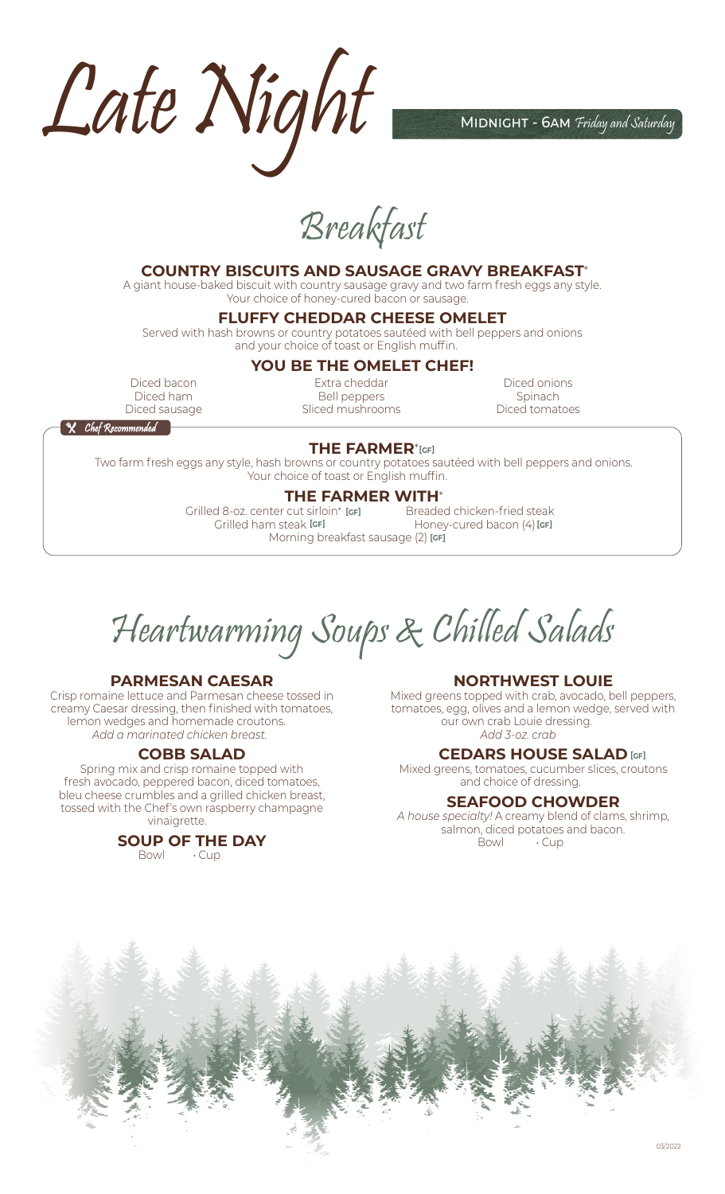# Late Night

Midnight - 6AM *Friday and Saturday*

## Breakfast

### COUNTRY BISCUITS AND SAUSAGE GRAVY BREAKFAST*

A giant house-baked biscuit with country sausage gravy and two farm fresh eggs any style. Your choice of honey-cured bacon or sausage.

### FLUFFY CHEDDAR CHEESE OMELET

Served with hash browns or country potatoes sautéed with bell peppers and onions and your choice of toast or English muffin.

### YOU BE THE OMELET CHEF!

- Diced bacon
- Diced ham
- Diced sausage
- Extra cheddar
- Bell peppers
- Sliced mushrooms
- Diced onions
- Spinach
- Diced tomatoes

*Chef Recommended*

### THE FARMER* [GF]

Two farm fresh eggs any style, hash browns or country potatoes sautéed with bell peppers and onions. Your choice of toast or English muffin.

### THE FARMER WITH*

- Grilled 8-oz. center cut sirloin* [GF]
- Grilled ham steak [GF]
- Breaded chicken-fried steak
- Honey-cured bacon (4) [GF]
- Morning breakfast sausage (2) [GF]

## Heartwarming Soups & Chilled Salads

### PARMESAN CAESAR

Crisp romaine lettuce and Parmesan cheese tossed in creamy Caesar dressing, then finished with tomatoes, lemon wedges and homemade croutons.
*Add a marinated chicken breast.*

### COBB SALAD

Spring mix and crisp romaine topped with fresh avocado, peppered bacon, diced tomatoes, bleu cheese crumbles and a grilled chicken breast, tossed with the Chef's own raspberry champagne vinaigrette.

### SOUP OF THE DAY

Bowl · Cup

### NORTHWEST LOUIE

Mixed greens topped with crab, avocado, bell peppers, tomatoes, egg, olives and a lemon wedge, served with our own crab Louie dressing.
*Add 3-oz. crab*

### CEDARS HOUSE SALAD [GF]

Mixed greens, tomatoes, cucumber slices, croutons and choice of dressing.

### SEAFOOD CHOWDER

*A house specialty!* A creamy blend of clams, shrimp, salmon, diced potatoes and bacon.
Bowl · Cup

03/2022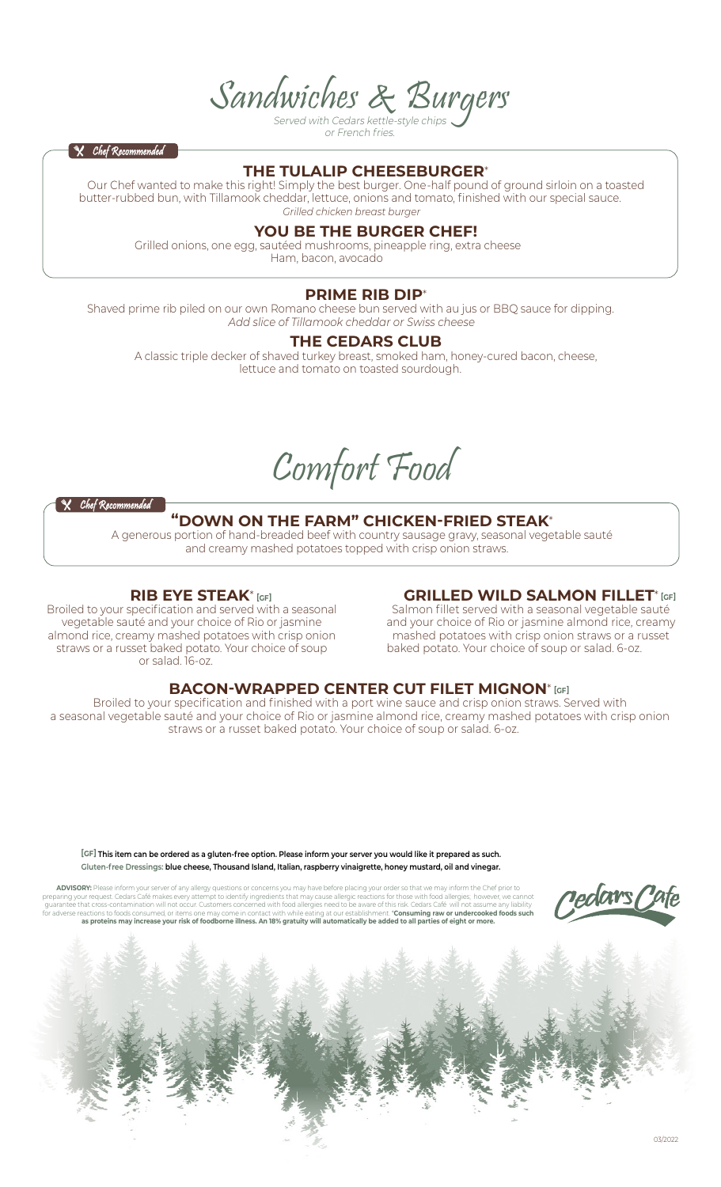# Sandwiches & Burgers

*Served with Cedars kettle-style chips or French fries.*

Chef Recommended

## THE TULALIP CHEESEBURGER*

Our Chef wanted to make this right! Simply the best burger. One-half pound of ground sirloin on a toasted butter-rubbed bun, with Tillamook cheddar, lettuce, onions and tomato, finished with our special sauce.

*Grilled chicken breast burger*

## YOU BE THE BURGER CHEF!

Grilled onions, one egg, sautéed mushrooms, pineapple ring, extra cheese
Ham, bacon, avocado

## PRIME RIB DIP*

Shaved prime rib piled on our own Romano cheese bun served with au jus or BBQ sauce for dipping.

*Add slice of Tillamook cheddar or Swiss cheese*

## THE CEDARS CLUB

A classic triple decker of shaved turkey breast, smoked ham, honey-cured bacon, cheese, lettuce and tomato on toasted sourdough.

# Comfort Food

Chef Recommended

## "DOWN ON THE FARM" CHICKEN-FRIED STEAK*

A generous portion of hand-breaded beef with country sausage gravy, seasonal vegetable sauté and creamy mashed potatoes topped with crisp onion straws.

## RIB EYE STEAK* [GF]

Broiled to your specification and served with a seasonal vegetable sauté and your choice of Rio or jasmine almond rice, creamy mashed potatoes with crisp onion straws or a russet baked potato. Your choice of soup or salad. 16-oz.

## GRILLED WILD SALMON FILLET* [GF]

Salmon fillet served with a seasonal vegetable sauté and your choice of Rio or jasmine almond rice, creamy mashed potatoes with crisp onion straws or a russet baked potato. Your choice of soup or salad. 6-oz.

## BACON-WRAPPED CENTER CUT FILET MIGNON* [GF]

Broiled to your specification and finished with a port wine sauce and crisp onion straws. Served with a seasonal vegetable sauté and your choice of Rio or jasmine almond rice, creamy mashed potatoes with crisp onion straws or a russet baked potato. Your choice of soup or salad. 6-oz.

**[GF]** This item can be ordered as a gluten-free option. Please inform your server you would like it prepared as such.
**Gluten-free Dressings:** blue cheese, Thousand Island, Italian, raspberry vinaigrette, honey mustard, oil and vinegar.

**ADVISORY:** Please inform your server of any allergy questions or concerns you may have before placing your order so that we may inform the Chef prior to preparing your request. Cedars Café makes every attempt to identify ingredients that may cause allergic reactions for those with food allergies, however, we cannot guarantee that cross-contamination will not occur. Customers concerned with food allergies need to be aware of this risk. Cedars Café will not assume any liability for adverse reactions to foods consumed, or items one may come in contact with while eating at our establishment. ***Consuming raw or undercooked foods such as proteins may increase your risk of foodborne illness. An 18% gratuity will automatically be added to all parties of eight or more.**

Cedars Cafe

03/2022